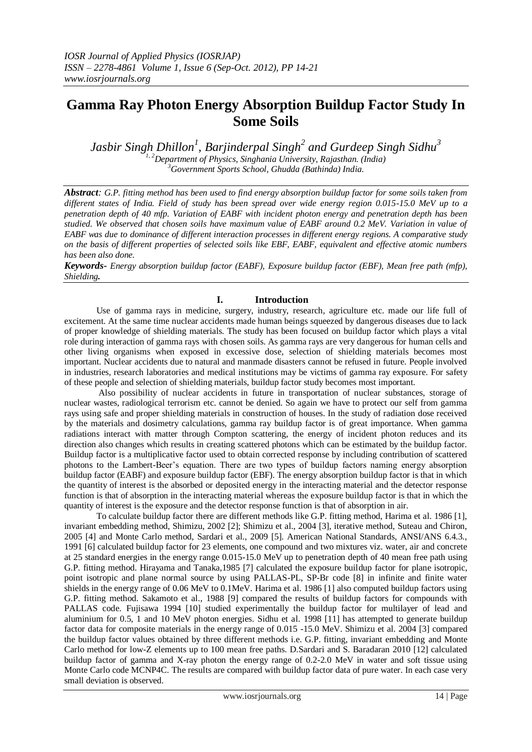# Gamma Ray Photon Energy Absorption Buildup Factor Study In Some Soils

*Jasbir Singh Dhillon[1], Barjinderpal Singh[2] and Gurdeep Singh Sidhu[3]*

*[1, 2]Department of Physics, Singhania University, Rajasthan. (India)*
*[3]Government Sports School, Ghudda (Bathinda) India.*

***Abstract**: G.P. fitting method has been used to find energy absorption buildup factor for some soils taken from different states of India. Field of study has been spread over wide energy region 0.015-15.0 MeV up to a penetration depth of 40 mfp. Variation of EABF with incident photon energy and penetration depth has been studied. We observed that chosen soils have maximum value of EABF around 0.2 MeV. Variation in value of EABF was due to dominance of different interaction processes in different energy regions. A comparative study on the basis of different properties of selected soils like EBF, EABF, equivalent and effective atomic numbers has been also done.*

***Keywords-** Energy absorption buildup factor (EABF), Exposure buildup factor (EBF), Mean free path (mfp), Shielding.*

## I. Introduction

Use of gamma rays in medicine, surgery, industry, research, agriculture etc. made our life full of excitement. At the same time nuclear accidents made human beings squeezed by dangerous diseases due to lack of proper knowledge of shielding materials. The study has been focused on buildup factor which plays a vital role during interaction of gamma rays with chosen soils. As gamma rays are very dangerous for human cells and other living organisms when exposed in excessive dose, selection of shielding materials becomes most important. Nuclear accidents due to natural and manmade disasters cannot be refused in future. People involved in industries, research laboratories and medical institutions may be victims of gamma ray exposure. For safety of these people and selection of shielding materials, buildup factor study becomes most important.

Also possibility of nuclear accidents in future in transportation of nuclear substances, storage of nuclear wastes, radiological terrorism etc. cannot be denied. So again we have to protect our self from gamma rays using safe and proper shielding materials in construction of houses. In the study of radiation dose received by the materials and dosimetry calculations, gamma ray buildup factor is of great importance. When gamma radiations interact with matter through Compton scattering, the energy of incident photon reduces and its direction also changes which results in creating scattered photons which can be estimated by the buildup factor. Buildup factor is a multiplicative factor used to obtain corrected response by including contribution of scattered photons to the Lambert-Beer's equation. There are two types of buildup factors naming energy absorption buildup factor (EABF) and exposure buildup factor (EBF). The energy absorption buildup factor is that in which the quantity of interest is the absorbed or deposited energy in the interacting material and the detector response function is that of absorption in the interacting material whereas the exposure buildup factor is that in which the quantity of interest is the exposure and the detector response function is that of absorption in air.

To calculate buildup factor there are different methods like G.P. fitting method, Harima et al. 1986 [1], invariant embedding method, Shimizu, 2002 [2]; Shimizu et al., 2004 [3], iterative method, Suteau and Chiron, 2005 [4] and Monte Carlo method, Sardari et al., 2009 [5]. American National Standards, ANSI/ANS 6.4.3., 1991 [6] calculated buildup factor for 23 elements, one compound and two mixtures viz. water, air and concrete at 25 standard energies in the energy range 0.015-15.0 MeV up to penetration depth of 40 mean free path using G.P. fitting method. Hirayama and Tanaka,1985 [7] calculated the exposure buildup factor for plane isotropic, point isotropic and plane normal source by using PALLAS-PL, SP-Br code [8] in infinite and finite water shields in the energy range of 0.06 MeV to 0.1MeV. Harima et al. 1986 [1] also computed buildup factors using G.P. fitting method. Sakamoto et al., 1988 [9] compared the results of buildup factors for compounds with PALLAS code. Fujisawa 1994 [10] studied experimentally the buildup factor for multilayer of lead and aluminium for 0.5, 1 and 10 MeV photon energies. Sidhu et al. 1998 [11] has attempted to generate buildup factor data for composite materials in the energy range of 0.015 -15.0 MeV. Shimizu et al. 2004 [3] compared the buildup factor values obtained by three different methods i.e. G.P. fitting, invariant embedding and Monte Carlo method for low-Z elements up to 100 mean free paths. D.Sardari and S. Baradaran 2010 [12] calculated buildup factor of gamma and X-ray photon the energy range of 0.2-2.0 MeV in water and soft tissue using Monte Carlo code MCNP4C. The results are compared with buildup factor data of pure water. In each case very small deviation is observed.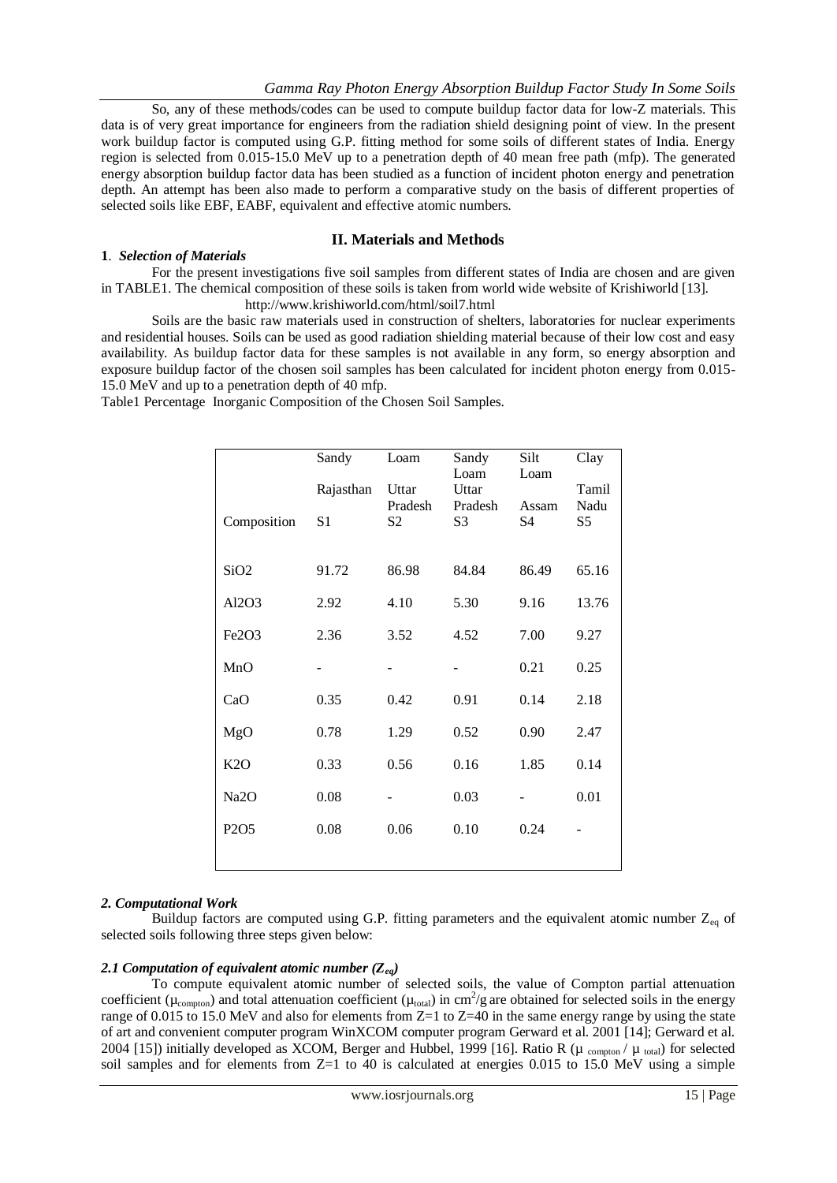So, any of these methods/codes can be used to compute buildup factor data for low-Z materials. This data is of very great importance for engineers from the radiation shield designing point of view. In the present work buildup factor is computed using G.P. fitting method for some soils of different states of India. Energy region is selected from 0.015-15.0 MeV up to a penetration depth of 40 mean free path (mfp). The generated energy absorption buildup factor data has been studied as a function of incident photon energy and penetration depth. An attempt has been also made to perform a comparative study on the basis of different properties of selected soils like EBF, EABF, equivalent and effective atomic numbers.

## II. Materials and Methods

### 1. *Selection of Materials*

For the present investigations five soil samples from different states of India are chosen and are given in TABLE1. The chemical composition of these soils is taken from world wide website of Krishiworld [13].

http://www.krishiworld.com/html/soil7.html

Soils are the basic raw materials used in construction of shelters, laboratories for nuclear experiments and residential houses. Soils can be used as good radiation shielding material because of their low cost and easy availability. As buildup factor data for these samples is not available in any form, so energy absorption and exposure buildup factor of the chosen soil samples has been calculated for incident photon energy from 0.015-15.0 MeV and up to a penetration depth of 40 mfp.

Table1 Percentage Inorganic Composition of the Chosen Soil Samples.

| | Sandy | Loam | Sandy Loam | Silt Loam | Clay |
|---|---|---|---|---|---|
| | Rajasthan | Uttar Pradesh | Uttar Pradesh | Assam | Tamil Nadu |
| Composition | S1 | S2 | S3 | S4 | S5 |
| $SiO_2$ | 91.72 | 86.98 | 84.84 | 86.49 | 65.16 |
| $Al_2O_3$ | 2.92 | 4.10 | 5.30 | 9.16 | 13.76 |
| $Fe_2O_3$ | 2.36 | 3.52 | 4.52 | 7.00 | 9.27 |
| MnO | - | - | - | 0.21 | 0.25 |
| CaO | 0.35 | 0.42 | 0.91 | 0.14 | 2.18 |
| MgO | 0.78 | 1.29 | 0.52 | 0.90 | 2.47 |
| $K_2O$ | 0.33 | 0.56 | 0.16 | 1.85 | 0.14 |
| $Na_2O$ | 0.08 | - | 0.03 | - | 0.01 |
| $P_2O_5$ | 0.08 | 0.06 | 0.10 | 0.24 | - |

### *2. Computational Work*

Buildup factors are computed using G.P. fitting parameters and the equivalent atomic number $Z_{eq}$ of selected soils following three steps given below:

#### *2.1 Computation of equivalent atomic number ($Z_{eq}$)*

To compute equivalent atomic number of selected soils, the value of Compton partial attenuation coefficient ($\mu_{compton}$) and total attenuation coefficient ($\mu_{total}$) in $cm^2/g$ are obtained for selected soils in the energy range of 0.015 to 15.0 MeV and also for elements from Z=1 to Z=40 in the same energy range by using the state of art and convenient computer program WinXCOM computer program Gerward et al. 2001 [14]; Gerward et al. 2004 [15]) initially developed as XCOM, Berger and Hubbel, 1999 [16]. Ratio R ($\mu_{compton} / \mu_{total}$) for selected soil samples and for elements from Z=1 to 40 is calculated at energies 0.015 to 15.0 MeV using a simple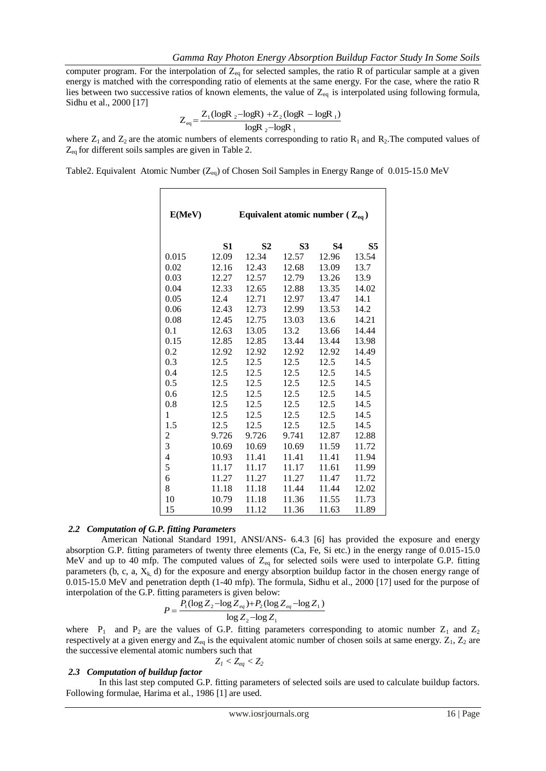computer program. For the interpolation of $Z_{eq}$ for selected samples, the ratio R of particular sample at a given energy is matched with the corresponding ratio of elements at the same energy. For the case, where the ratio R lies between two successive ratios of known elements, the value of $Z_{eq}$ is interpolated using following formula, Sidhu et al., 2000 [17]

$$Z_{eq} = \frac{Z_1(\log R_2 - \log R) + Z_2(\log R - \log R_1)}{\log R_2 - \log R_1}$$

where $Z_1$ and $Z_2$ are the atomic numbers of elements corresponding to ratio $R_1$ and $R_2$. The computed values of $Z_{eq}$ for different soils samples are given in Table 2.

Table2. Equivalent Atomic Number ($Z_{eq}$) of Chosen Soil Samples in Energy Range of 0.015-15.0 MeV

| E(MeV) | Equivalent atomic number ($Z_{eq}$) | | | | |
|---|---|---|---|---|---|
| | S1 | S2 | S3 | S4 | S5 |
| 0.015 | 12.09 | 12.34 | 12.57 | 12.96 | 13.54 |
| 0.02 | 12.16 | 12.43 | 12.68 | 13.09 | 13.7 |
| 0.03 | 12.27 | 12.57 | 12.79 | 13.26 | 13.9 |
| 0.04 | 12.33 | 12.65 | 12.88 | 13.35 | 14.02 |
| 0.05 | 12.4 | 12.71 | 12.97 | 13.47 | 14.1 |
| 0.06 | 12.43 | 12.73 | 12.99 | 13.53 | 14.2 |
| 0.08 | 12.45 | 12.75 | 13.03 | 13.6 | 14.21 |
| 0.1 | 12.63 | 13.05 | 13.2 | 13.66 | 14.44 |
| 0.15 | 12.85 | 12.85 | 13.44 | 13.44 | 13.98 |
| 0.2 | 12.92 | 12.92 | 12.92 | 12.92 | 14.49 |
| 0.3 | 12.5 | 12.5 | 12.5 | 12.5 | 14.5 |
| 0.4 | 12.5 | 12.5 | 12.5 | 12.5 | 14.5 |
| 0.5 | 12.5 | 12.5 | 12.5 | 12.5 | 14.5 |
| 0.6 | 12.5 | 12.5 | 12.5 | 12.5 | 14.5 |
| 0.8 | 12.5 | 12.5 | 12.5 | 12.5 | 14.5 |
| 1 | 12.5 | 12.5 | 12.5 | 12.5 | 14.5 |
| 1.5 | 12.5 | 12.5 | 12.5 | 12.5 | 14.5 |
| 2 | 9.726 | 9.726 | 9.741 | 12.87 | 12.88 |
| 3 | 10.69 | 10.69 | 10.69 | 11.59 | 11.72 |
| 4 | 10.93 | 11.41 | 11.41 | 11.41 | 11.94 |
| 5 | 11.17 | 11.17 | 11.17 | 11.61 | 11.99 |
| 6 | 11.27 | 11.27 | 11.27 | 11.47 | 11.72 |
| 8 | 11.18 | 11.18 | 11.44 | 11.44 | 12.02 |
| 10 | 10.79 | 11.18 | 11.36 | 11.55 | 11.73 |
| 15 | 10.99 | 11.12 | 11.36 | 11.63 | 11.89 |

### *2.2 Computation of G.P. fitting Parameters*

American National Standard 1991, ANSI/ANS- 6.4.3 [6] has provided the exposure and energy absorption G.P. fitting parameters of twenty three elements (Ca, Fe, Si etc.) in the energy range of 0.015-15.0 MeV and up to 40 mfp. The computed values of $Z_{eq}$ for selected soils were used to interpolate G.P. fitting parameters (b, c, a, $X_k$, d) for the exposure and energy absorption buildup factor in the chosen energy range of 0.015-15.0 MeV and penetration depth (1-40 mfp). The formula, Sidhu et al., 2000 [17] used for the purpose of interpolation of the G.P. fitting parameters is given below:

$$P = \frac{P_1(\log Z_2 - \log Z_{eq}) + P_2(\log Z_{eq} - \log Z_1)}{\log Z_2 - \log Z_1}$$

where $P_1$ and $P_2$ are the values of G.P. fitting parameters corresponding to atomic number $Z_1$ and $Z_2$ respectively at a given energy and $Z_{eq}$ is the equivalent atomic number of chosen soils at same energy. $Z_1$, $Z_2$ are the successive elemental atomic numbers such that

$$Z_1 < Z_{eq} < Z_2$$

### *2.3 Computation of buildup factor*

In this last step computed G.P. fitting parameters of selected soils are used to calculate buildup factors. Following formulae, Harima et al., 1986 [1] are used.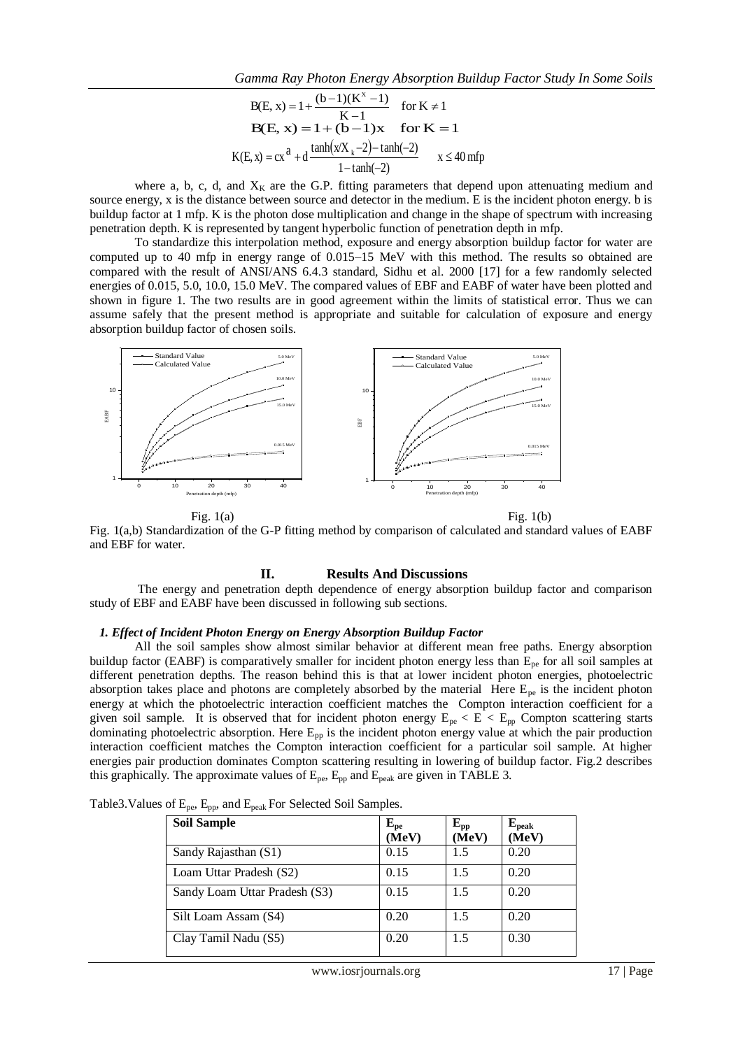$$B(E, x) = 1 + \frac{(b-1)(K^x - 1)}{K - 1} \quad \text{for } K \neq 1$$

$$B(E, x) = 1 + (b-1)x \quad \text{for } K = 1$$

$$K(E, x) = cx^a + d\frac{\tanh(x/X_k - 2) - \tanh(-2)}{1 - \tanh(-2)} \quad x \leq 40 \text{ mfp}$$

where a, b, c, d, and $X_K$ are the G.P. fitting parameters that depend upon attenuating medium and source energy, x is the distance between source and detector in the medium. E is the incident photon energy. b is buildup factor at 1 mfp. K is the photon dose multiplication and change in the shape of spectrum with increasing penetration depth. K is represented by tangent hyperbolic function of penetration depth in mfp.

To standardize this interpolation method, exposure and energy absorption buildup factor for water are computed up to 40 mfp in energy range of 0.015–15 MeV with this method. The results so obtained are compared with the result of ANSI/ANS 6.4.3 standard, Sidhu et al. 2000 [17] for a few randomly selected energies of 0.015, 5.0, 10.0, 15.0 MeV. The compared values of EBF and EABF of water have been plotted and shown in figure 1. The two results are in good agreement within the limits of statistical error. Thus we can assume safely that the present method is appropriate and suitable for calculation of exposure and energy absorption buildup factor of chosen soils.

Fig. 1(a) Fig. 1(b)

Fig. 1(a,b) Standardization of the G-P fitting method by comparison of calculated and standard values of EABF and EBF for water.

## II. Results And Discussions

The energy and penetration depth dependence of energy absorption buildup factor and comparison study of EBF and EABF have been discussed in following sub sections.

### *1. Effect of Incident Photon Energy on Energy Absorption Buildup Factor*

All the soil samples show almost similar behavior at different mean free paths. Energy absorption buildup factor (EABF) is comparatively smaller for incident photon energy less than $E_{pe}$ for all soil samples at different penetration depths. The reason behind this is that at lower incident photon energies, photoelectric absorption takes place and photons are completely absorbed by the material Here $E_{pe}$ is the incident photon energy at which the photoelectric interaction coefficient matches the Compton interaction coefficient for a given soil sample. It is observed that for incident photon energy $E_{pe} < E < E_{pp}$ Compton scattering starts dominating photoelectric absorption. Here $E_{pp}$ is the incident photon energy value at which the pair production interaction coefficient matches the Compton interaction coefficient for a particular soil sample. At higher energies pair production dominates Compton scattering resulting in lowering of buildup factor. Fig.2 describes this graphically. The approximate values of $E_{pe}$, $E_{pp}$ and $E_{peak}$ are given in TABLE 3.

Table3.Values of $E_{pe}$, $E_{pp}$, and $E_{peak}$ For Selected Soil Samples.

| Soil Sample | $E_{pe}$ (MeV) | $E_{pp}$ (MeV) | $E_{peak}$ (MeV) |
|---|---|---|---|
| Sandy Rajasthan (S1) | 0.15 | 1.5 | 0.20 |
| Loam Uttar Pradesh (S2) | 0.15 | 1.5 | 0.20 |
| Sandy Loam Uttar Pradesh (S3) | 0.15 | 1.5 | 0.20 |
| Silt Loam Assam (S4) | 0.20 | 1.5 | 0.20 |
| Clay Tamil Nadu (S5) | 0.20 | 1.5 | 0.30 |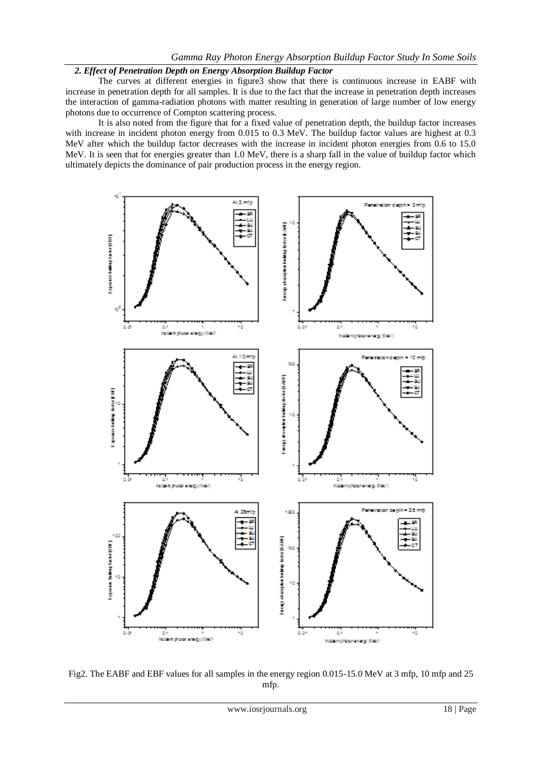### *2. Effect of Penetration Depth on Energy Absorption Buildup Factor*

The curves at different energies in figure3 show that there is continuous increase in EABF with increase in penetration depth for all samples. It is due to the fact that the increase in penetration depth increases the interaction of gamma-radiation photons with matter resulting in generation of large number of low energy photons due to occurrence of Compton scattering process.

It is also noted from the figure that for a fixed value of penetration depth, the buildup factor increases with increase in incident photon energy from 0.015 to 0.3 MeV. The buildup factor values are highest at 0.3 MeV after which the buildup factor decreases with the increase in incident photon energies from 0.6 to 15.0 MeV. It is seen that for energies greater than 1.0 MeV, there is a sharp fall in the value of buildup factor which ultimately depicts the dominance of pair production process in the energy region.

Fig2. The EABF and EBF values for all samples in the energy region 0.015-15.0 MeV at 3 mfp, 10 mfp and 25 mfp.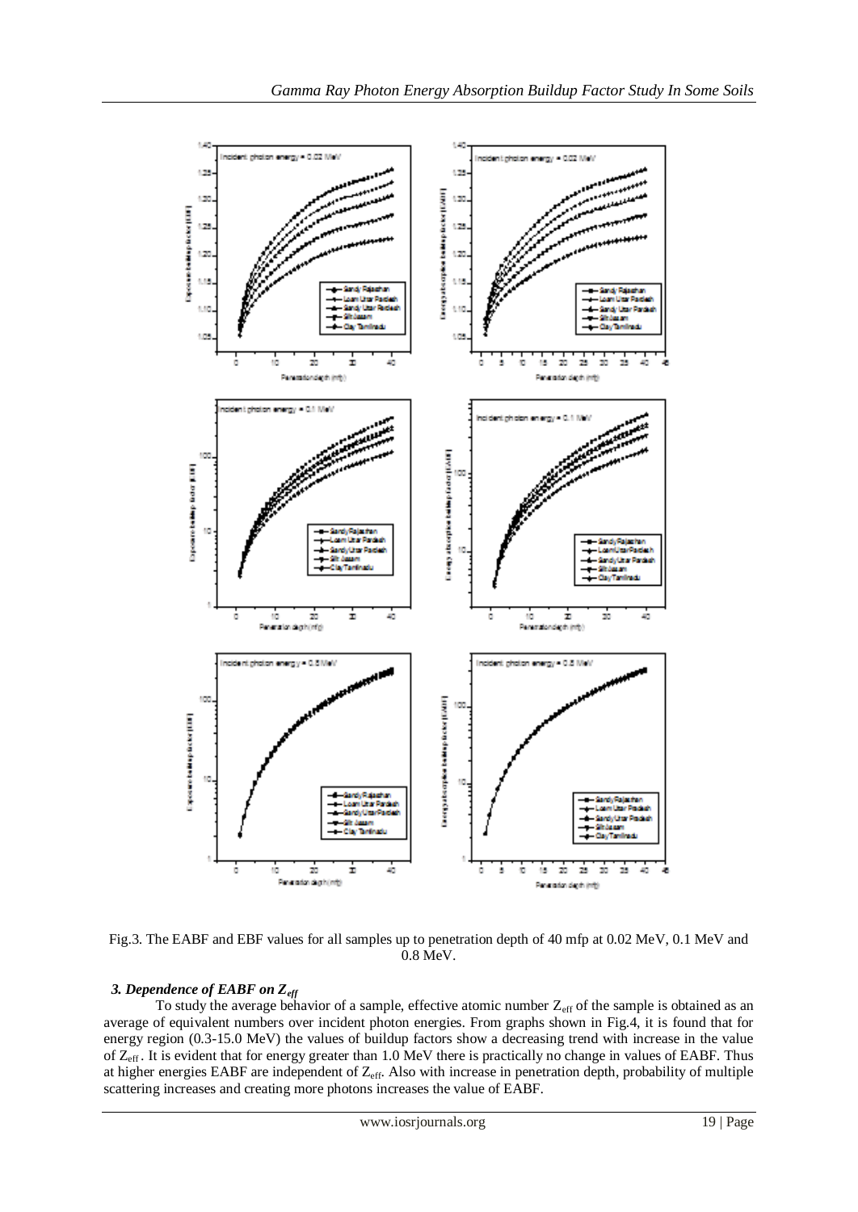Fig.3. The EABF and EBF values for all samples up to penetration depth of 40 mfp at 0.02 MeV, 0.1 MeV and 0.8 MeV.

### *3. Dependence of EABF on $Z_{eff}$*

To study the average behavior of a sample, effective atomic number $Z_{eff}$ of the sample is obtained as an average of equivalent numbers over incident photon energies. From graphs shown in Fig.4, it is found that for energy region (0.3-15.0 MeV) the values of buildup factors show a decreasing trend with increase in the value of $Z_{eff}$. It is evident that for energy greater than 1.0 MeV there is practically no change in values of EABF. Thus at higher energies EABF are independent of $Z_{eff}$. Also with increase in penetration depth, probability of multiple scattering increases and creating more photons increases the value of EABF.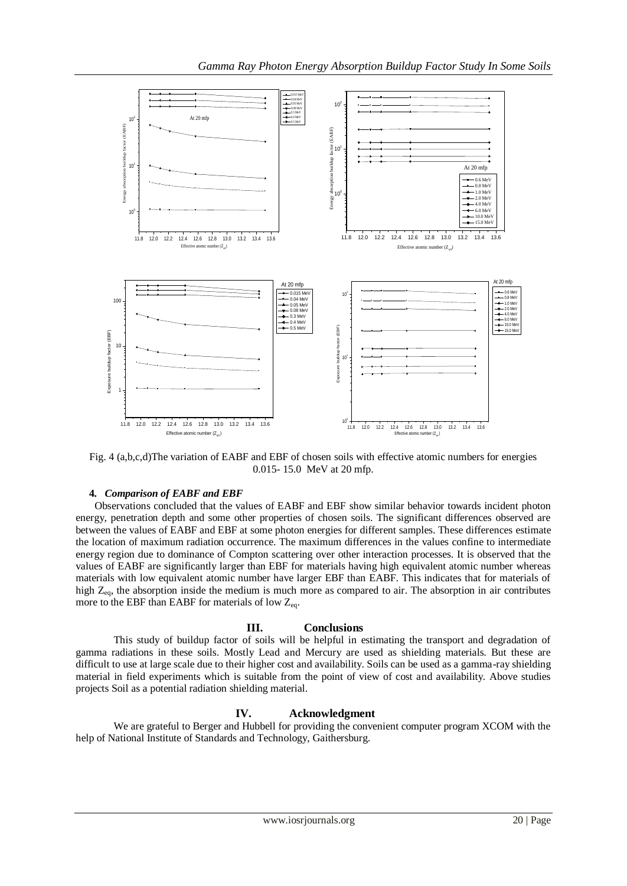Fig. 4 (a,b,c,d)The variation of EABF and EBF of chosen soils with effective atomic numbers for energies 0.015- 15.0 MeV at 20 mfp.

#### 4. *Comparison of EABF and EBF*

Observations concluded that the values of EABF and EBF show similar behavior towards incident photon energy, penetration depth and some other properties of chosen soils. The significant differences observed are between the values of EABF and EBF at some photon energies for different samples. These differences estimate the location of maximum radiation occurrence. The maximum differences in the values confine to intermediate energy region due to dominance of Compton scattering over other interaction processes. It is observed that the values of EABF are significantly larger than EBF for materials having high equivalent atomic number whereas materials with low equivalent atomic number have larger EBF than EABF. This indicates that for materials of high $Z_{eq}$, the absorption inside the medium is much more as compared to air. The absorption in air contributes more to the EBF than EABF for materials of low $Z_{eq}$.

## III. Conclusions

This study of buildup factor of soils will be helpful in estimating the transport and degradation of gamma radiations in these soils. Mostly Lead and Mercury are used as shielding materials. But these are difficult to use at large scale due to their higher cost and availability. Soils can be used as a gamma-ray shielding material in field experiments which is suitable from the point of view of cost and availability. Above studies projects Soil as a potential radiation shielding material.

## IV. Acknowledgment

We are grateful to Berger and Hubbell for providing the convenient computer program XCOM with the help of National Institute of Standards and Technology, Gaithersburg.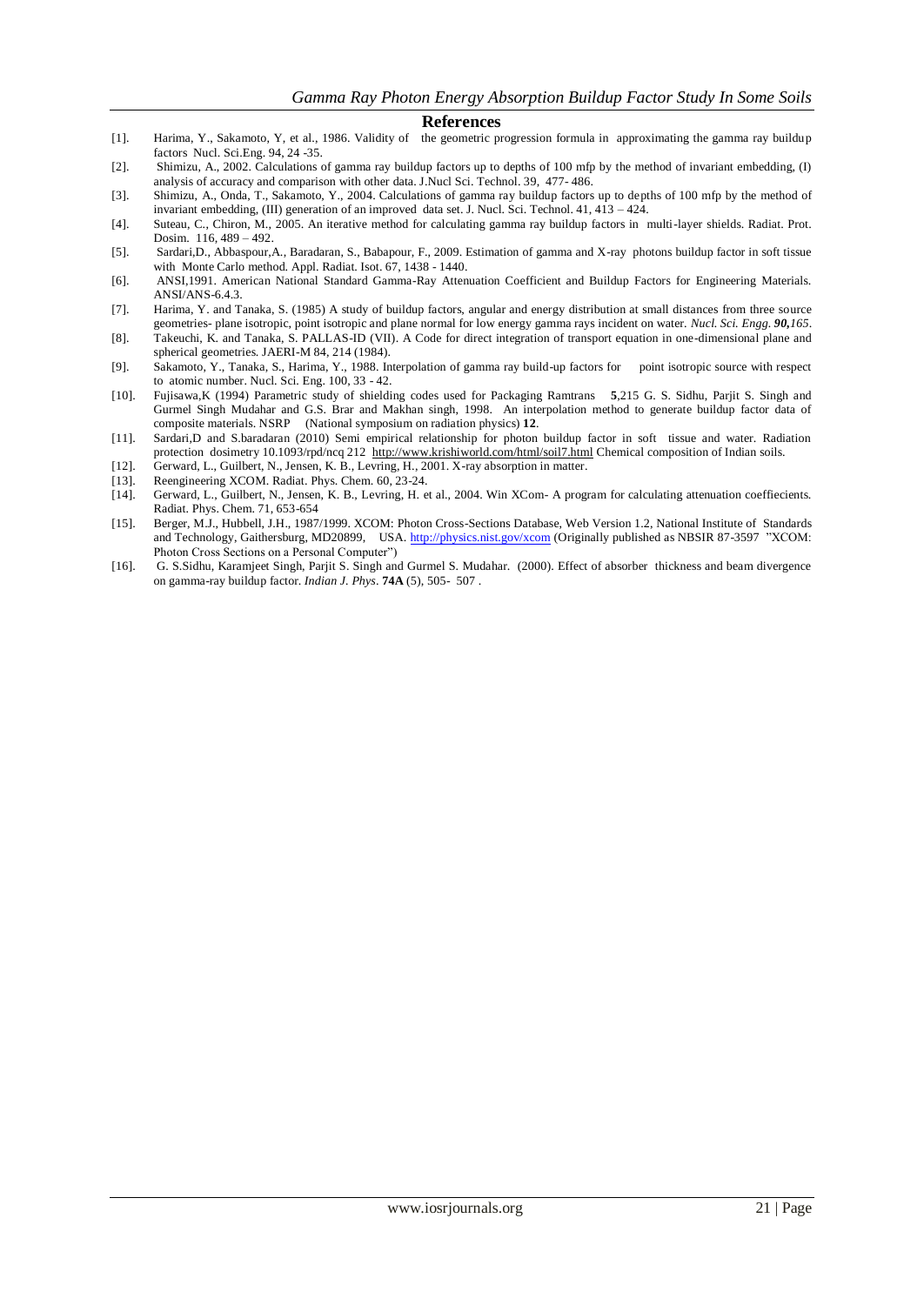## References

[1]. Harima, Y., Sakamoto, Y, et al., 1986. Validity of the geometric progression formula in approximating the gamma ray buildup factors Nucl. Sci.Eng. 94, 24 -35.

[2]. Shimizu, A., 2002. Calculations of gamma ray buildup factors up to depths of 100 mfp by the method of invariant embedding, (I) analysis of accuracy and comparison with other data. J.Nucl Sci. Technol. 39, 477- 486.

[3]. Shimizu, A., Onda, T., Sakamoto, Y., 2004. Calculations of gamma ray buildup factors up to depths of 100 mfp by the method of invariant embedding, (III) generation of an improved data set. J. Nucl. Sci. Technol. 41, 413 – 424.

[4]. Suteau, C., Chiron, M., 2005. An iterative method for calculating gamma ray buildup factors in multi-layer shields. Radiat. Prot. Dosim. 116, 489 – 492.

[5]. Sardari,D., Abbaspour,A., Baradaran, S., Babapour, F., 2009. Estimation of gamma and X-ray photons buildup factor in soft tissue with Monte Carlo method. Appl. Radiat. Isot. 67, 1438 - 1440.

[6]. ANSI,1991. American National Standard Gamma-Ray Attenuation Coefficient and Buildup Factors for Engineering Materials. ANSI/ANS-6.4.3.

[7]. Harima, Y. and Tanaka, S. (1985) A study of buildup factors, angular and energy distribution at small distances from three source geometries- plane isotropic, point isotropic and plane normal for low energy gamma rays incident on water. *Nucl. Sci. Engg. **90,**165.*

[8]. Takeuchi, K. and Tanaka, S. PALLAS-ID (VII). A Code for direct integration of transport equation in one-dimensional plane and spherical geometries. JAERI-M 84, 214 (1984).

[9]. Sakamoto, Y., Tanaka, S., Harima, Y., 1988. Interpolation of gamma ray build-up factors for point isotropic source with respect to atomic number. Nucl. Sci. Eng. 100, 33 - 42.

[10]. Fujisawa,K (1994) Parametric study of shielding codes used for Packaging Ramtrans **5**,215 G. S. Sidhu, Parjit S. Singh and Gurmel Singh Mudahar and G.S. Brar and Makhan singh, 1998. An interpolation method to generate buildup factor data of composite materials. NSRP (National symposium on radiation physics) **12**.

[11]. Sardari,D and S.baradaran (2010) Semi empirical relationship for photon buildup factor in soft tissue and water. Radiation protection dosimetry 10.1093/rpd/ncq 212 http://www.krishiworld.com/html/soil7.html Chemical composition of Indian soils.

[12]. Gerward, L., Guilbert, N., Jensen, K. B., Levring, H., 2001. X-ray absorption in matter.

[13]. Reengineering XCOM. Radiat. Phys. Chem. 60, 23-24.

[14]. Gerward, L., Guilbert, N., Jensen, K. B., Levring, H. et al., 2004. Win XCom- A program for calculating attenuation coeffiecients. Radiat. Phys. Chem. 71, 653-654

[15]. Berger, M.J., Hubbell, J.H., 1987/1999. XCOM: Photon Cross-Sections Database, Web Version 1.2, National Institute of Standards and Technology, Gaithersburg, MD20899, USA. http://physics.nist.gov/xcom (Originally published as NBSIR 87-3597 "XCOM: Photon Cross Sections on a Personal Computer")

[16]. G. S.Sidhu, Karamjeet Singh, Parjit S. Singh and Gurmel S. Mudahar. (2000). Effect of absorber thickness and beam divergence on gamma-ray buildup factor. *Indian J. Phys*. **74A** (5), 505- 507 .